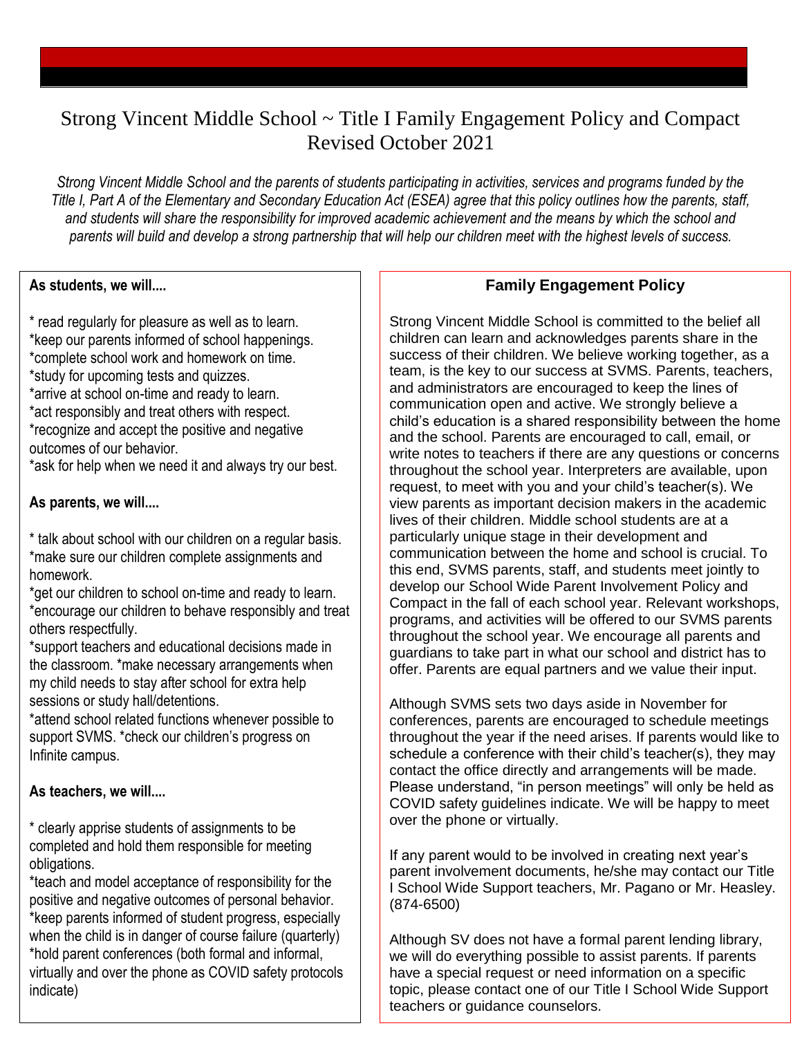# Strong Vincent Middle School ~ Title I Family Engagement Policy and Compact
Revised October 2021

*Strong Vincent Middle School and the parents of students participating in activities, services and programs funded by the Title I, Part A of the Elementary and Secondary Education Act (ESEA) agree that this policy outlines how the parents, staff, and students will share the responsibility for improved academic achievement and the means by which the school and parents will build and develop a strong partnership that will help our children meet with the highest levels of success.*

**As students, we will....**

* read regularly for pleasure as well as to learn.
*keep our parents informed of school happenings.
*complete school work and homework on time.
*study for upcoming tests and quizzes.
*arrive at school on-time and ready to learn.
*act responsibly and treat others with respect.
*recognize and accept the positive and negative outcomes of our behavior.
*ask for help when we need it and always try our best.

**As parents, we will....**

* talk about school with our children on a regular basis.
*make sure our children complete assignments and homework.
*get our children to school on-time and ready to learn.
*encourage our children to behave responsibly and treat others respectfully.
*support teachers and educational decisions made in the classroom. *make necessary arrangements when my child needs to stay after school for extra help sessions or study hall/detentions.
*attend school related functions whenever possible to support SVMS. *check our children's progress on Infinite campus.

**As teachers, we will....**

* clearly apprise students of assignments to be completed and hold them responsible for meeting obligations.
*teach and model acceptance of responsibility for the positive and negative outcomes of personal behavior.
*keep parents informed of student progress, especially when the child is in danger of course failure (quarterly)
*hold parent conferences (both formal and informal, virtually and over the phone as COVID safety protocols indicate)

## Family Engagement Policy

Strong Vincent Middle School is committed to the belief all children can learn and acknowledges parents share in the success of their children. We believe working together, as a team, is the key to our success at SVMS. Parents, teachers, and administrators are encouraged to keep the lines of communication open and active. We strongly believe a child's education is a shared responsibility between the home and the school. Parents are encouraged to call, email, or write notes to teachers if there are any questions or concerns throughout the school year. Interpreters are available, upon request, to meet with you and your child's teacher(s). We view parents as important decision makers in the academic lives of their children. Middle school students are at a particularly unique stage in their development and communication between the home and school is crucial. To this end, SVMS parents, staff, and students meet jointly to develop our School Wide Parent Involvement Policy and Compact in the fall of each school year. Relevant workshops, programs, and activities will be offered to our SVMS parents throughout the school year. We encourage all parents and guardians to take part in what our school and district has to offer. Parents are equal partners and we value their input.

Although SVMS sets two days aside in November for conferences, parents are encouraged to schedule meetings throughout the year if the need arises. If parents would like to schedule a conference with their child's teacher(s), they may contact the office directly and arrangements will be made. Please understand, "in person meetings" will only be held as COVID safety guidelines indicate. We will be happy to meet over the phone or virtually.

If any parent would to be involved in creating next year's parent involvement documents, he/she may contact our Title I School Wide Support teachers, Mr. Pagano or Mr. Heasley. (874-6500)

Although SV does not have a formal parent lending library, we will do everything possible to assist parents. If parents have a special request or need information on a specific topic, please contact one of our Title I School Wide Support teachers or guidance counselors.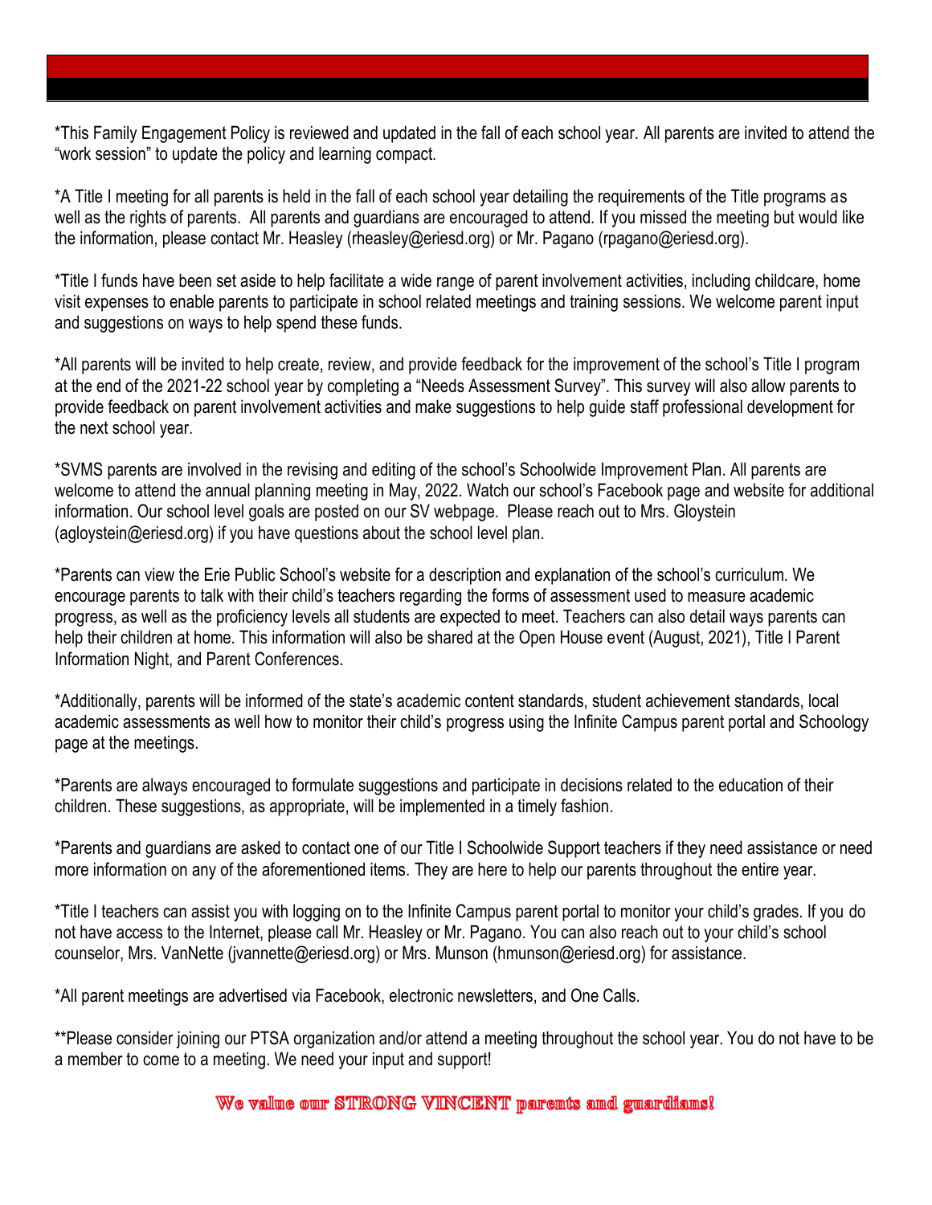*This Family Engagement Policy is reviewed and updated in the fall of each school year. All parents are invited to attend the "work session" to update the policy and learning compact.

*A Title I meeting for all parents is held in the fall of each school year detailing the requirements of the Title programs as well as the rights of parents. All parents and guardians are encouraged to attend. If you missed the meeting but would like the information, please contact Mr. Heasley (rheasley@eriesd.org) or Mr. Pagano (rpagano@eriesd.org).

*Title I funds have been set aside to help facilitate a wide range of parent involvement activities, including childcare, home visit expenses to enable parents to participate in school related meetings and training sessions. We welcome parent input and suggestions on ways to help spend these funds.

*All parents will be invited to help create, review, and provide feedback for the improvement of the school's Title I program at the end of the 2021-22 school year by completing a "Needs Assessment Survey". This survey will also allow parents to provide feedback on parent involvement activities and make suggestions to help guide staff professional development for the next school year.

*SVMS parents are involved in the revising and editing of the school's Schoolwide Improvement Plan. All parents are welcome to attend the annual planning meeting in May, 2022. Watch our school's Facebook page and website for additional information. Our school level goals are posted on our SV webpage. Please reach out to Mrs. Gloystein (agloystein@eriesd.org) if you have questions about the school level plan.

*Parents can view the Erie Public School's website for a description and explanation of the school's curriculum. We encourage parents to talk with their child's teachers regarding the forms of assessment used to measure academic progress, as well as the proficiency levels all students are expected to meet. Teachers can also detail ways parents can help their children at home. This information will also be shared at the Open House event (August, 2021), Title I Parent Information Night, and Parent Conferences.

*Additionally, parents will be informed of the state's academic content standards, student achievement standards, local academic assessments as well how to monitor their child's progress using the Infinite Campus parent portal and Schoology page at the meetings.

*Parents are always encouraged to formulate suggestions and participate in decisions related to the education of their children. These suggestions, as appropriate, will be implemented in a timely fashion.

*Parents and guardians are asked to contact one of our Title I Schoolwide Support teachers if they need assistance or need more information on any of the aforementioned items. They are here to help our parents throughout the entire year.

*Title I teachers can assist you with logging on to the Infinite Campus parent portal to monitor your child's grades. If you do not have access to the Internet, please call Mr. Heasley or Mr. Pagano. You can also reach out to your child's school counselor, Mrs. VanNette (jvannette@eriesd.org) or Mrs. Munson (hmunson@eriesd.org) for assistance.

*All parent meetings are advertised via Facebook, electronic newsletters, and One Calls.

**Please consider joining our PTSA organization and/or attend a meeting throughout the school year. You do not have to be a member to come to a meeting. We need your input and support!

**We value our STRONG VINCENT parents and guardians!**